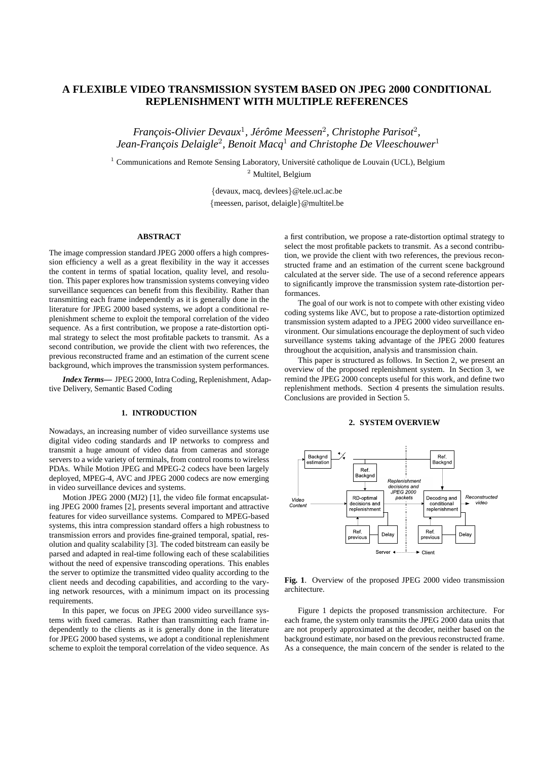# A FLEXIBLE VIDEO TRANSMISSION SYSTEM BASED ON JPEG 2000 CONDITIONAL REPLENISHMENT WITH MULTIPLE REFERENCES

*François-Olivier Devaux*[1], *Jérôme Meessen*[2], *Christophe Parisot*[2], *Jean-François Delaigle*[2], *Benoit Macq*[1] *and Christophe De Vleeschouwer*[1]

[1] Communications and Remote Sensing Laboratory, Université catholique de Louvain (UCL), Belgium
[2] Multitel, Belgium

{devaux, macq, devlees}@tele.ucl.ac.be
{meessen, parisot, delaigle}@multitel.be

## ABSTRACT

The image compression standard JPEG 2000 offers a high compression efficiency a well as a great flexibility in the way it accesses the content in terms of spatial location, quality level, and resolution. This paper explores how transmission systems conveying video surveillance sequences can benefit from this flexibility. Rather than transmitting each frame independently as it is generally done in the literature for JPEG 2000 based systems, we adopt a conditional replenishment scheme to exploit the temporal correlation of the video sequence. As a first contribution, we propose a rate-distortion optimal strategy to select the most profitable packets to transmit. As a second contribution, we provide the client with two references, the previous reconstructed frame and an estimation of the current scene background, which improves the transmission system performances.

***Index Terms*—** JPEG 2000, Intra Coding, Replenishment, Adaptive Delivery, Semantic Based Coding

## 1. INTRODUCTION

Nowadays, an increasing number of video surveillance systems use digital video coding standards and IP networks to compress and transmit a huge amount of video data from cameras and storage servers to a wide variety of terminals, from control rooms to wireless PDAs. While Motion JPEG and MPEG-2 codecs have been largely deployed, MPEG-4, AVC and JPEG 2000 codecs are now emerging in video surveillance devices and systems.

Motion JPEG 2000 (MJ2) [1], the video file format encapsulating JPEG 2000 frames [2], presents several important and attractive features for video surveillance systems. Compared to MPEG-based systems, this intra compression standard offers a high robustness to transmission errors and provides fine-grained temporal, spatial, resolution and quality scalability [3]. The coded bitstream can easily be parsed and adapted in real-time following each of these scalabilities without the need of expensive transcoding operations. This enables the server to optimize the transmitted video quality according to the client needs and decoding capabilities, and according to the varying network resources, with a minimum impact on its processing requirements.

In this paper, we focus on JPEG 2000 video surveillance systems with fixed cameras. Rather than transmitting each frame independently to the clients as it is generally done in the literature for JPEG 2000 based systems, we adopt a conditional replenishment scheme to exploit the temporal correlation of the video sequence. As a first contribution, we propose a rate-distortion optimal strategy to select the most profitable packets to transmit. As a second contribution, we provide the client with two references, the previous reconstructed frame and an estimation of the current scene background calculated at the server side. The use of a second reference appears to significantly improve the transmission system rate-distortion performances.

The goal of our work is not to compete with other existing video coding systems like AVC, but to propose a rate-distortion optimized transmission system adapted to a JPEG 2000 video surveillance environment. Our simulations encourage the deployment of such video surveillance systems taking advantage of the JPEG 2000 features throughout the acquisition, analysis and transmission chain.

This paper is structured as follows. In Section 2, we present an overview of the proposed replenishment system. In Section 3, we remind the JPEG 2000 concepts useful for this work, and define two replenishment methods. Section 4 presents the simulation results. Conclusions are provided in Section 5.

## 2. SYSTEM OVERVIEW

**Fig. 1**. Overview of the proposed JPEG 2000 video transmission architecture.

Figure 1 depicts the proposed transmission architecture. For each frame, the system only transmits the JPEG 2000 data units that are not properly approximated at the decoder, neither based on the background estimate, nor based on the previous reconstructed frame. As a consequence, the main concern of the sender is related to the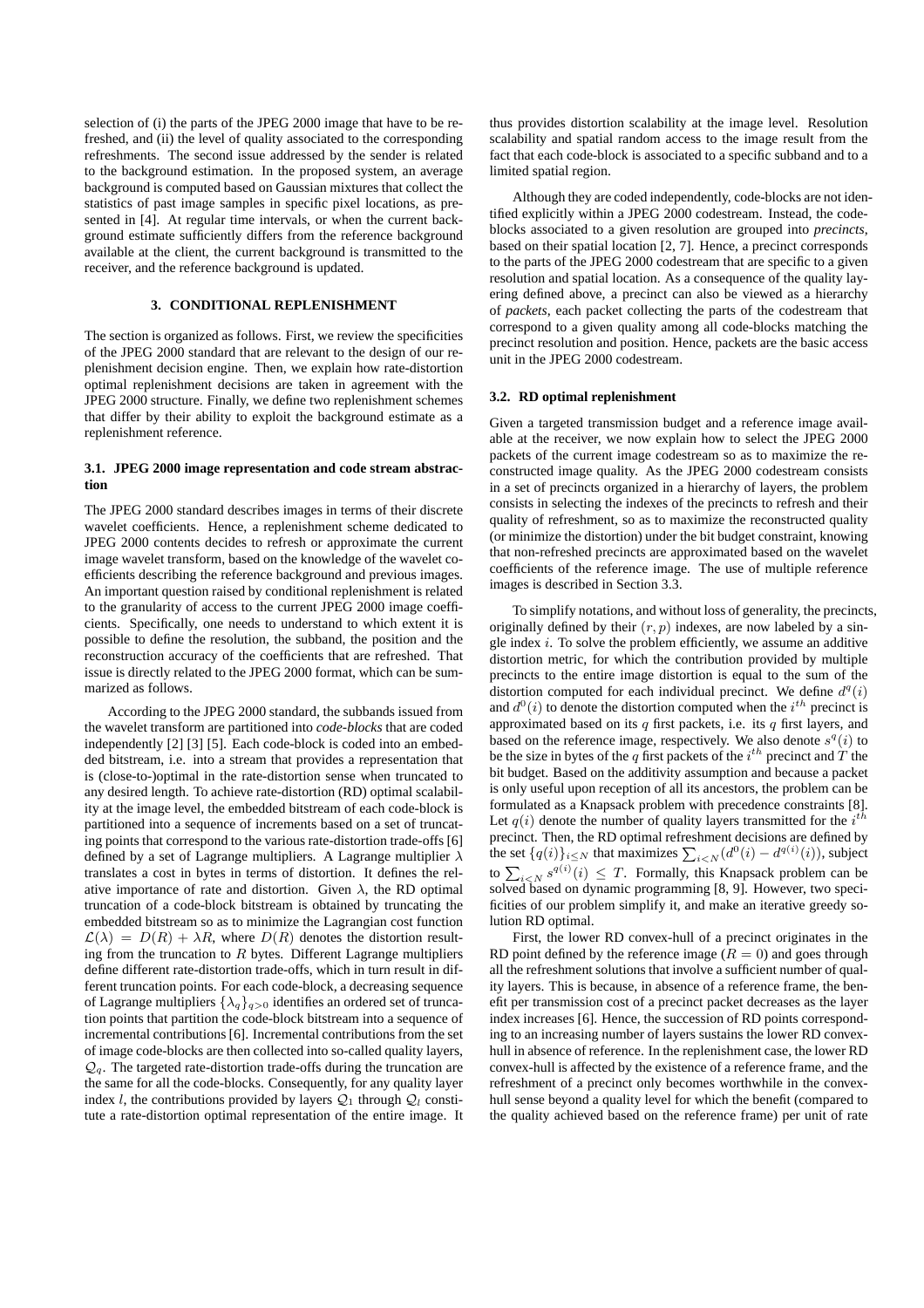selection of (i) the parts of the JPEG 2000 image that have to be refreshed, and (ii) the level of quality associated to the corresponding refreshments. The second issue addressed by the sender is related to the background estimation. In the proposed system, an average background is computed based on Gaussian mixtures that collect the statistics of past image samples in specific pixel locations, as presented in [4]. At regular time intervals, or when the current background estimate sufficiently differs from the reference background available at the client, the current background is transmitted to the receiver, and the reference background is updated.

## 3. CONDITIONAL REPLENISHMENT

The section is organized as follows. First, we review the specificities of the JPEG 2000 standard that are relevant to the design of our replenishment decision engine. Then, we explain how rate-distortion optimal replenishment decisions are taken in agreement with the JPEG 2000 structure. Finally, we define two replenishment schemes that differ by their ability to exploit the background estimate as a replenishment reference.

### 3.1. JPEG 2000 image representation and code stream abstraction

The JPEG 2000 standard describes images in terms of their discrete wavelet coefficients. Hence, a replenishment scheme dedicated to JPEG 2000 contents decides to refresh or approximate the current image wavelet transform, based on the knowledge of the wavelet coefficients describing the reference background and previous images. An important question raised by conditional replenishment is related to the granularity of access to the current JPEG 2000 image coefficients. Specifically, one needs to understand to which extent it is possible to define the resolution, the subband, the position and the reconstruction accuracy of the coefficients that are refreshed. That issue is directly related to the JPEG 2000 format, which can be summarized as follows.

According to the JPEG 2000 standard, the subbands issued from the wavelet transform are partitioned into *code-blocks* that are coded independently [2] [3] [5]. Each code-block is coded into an embedded bitstream, i.e. into a stream that provides a representation that is (close-to-)optimal in the rate-distortion sense when truncated to any desired length. To achieve rate-distortion (RD) optimal scalability at the image level, the embedded bitstream of each code-block is partitioned into a sequence of increments based on a set of truncating points that correspond to the various rate-distortion trade-offs [6] defined by a set of Lagrange multipliers. A Lagrange multiplier $\lambda$ translates a cost in bytes in terms of distortion. It defines the relative importance of rate and distortion. Given $\lambda$, the RD optimal truncation of a code-block bitstream is obtained by truncating the embedded bitstream so as to minimize the Lagrangian cost function $\mathcal{L}(\lambda) = D(R) + \lambda R$, where $D(R)$ denotes the distortion resulting from the truncation to $R$ bytes. Different Lagrange multipliers define different rate-distortion trade-offs, which in turn result in different truncation points. For each code-block, a decreasing sequence of Lagrange multipliers $\{\lambda_q\}_{q>0}$ identifies an ordered set of truncation points that partition the code-block bitstream into a sequence of incremental contributions [6]. Incremental contributions from the set of image code-blocks are then collected into so-called quality layers, $\mathcal{Q}_q$. The targeted rate-distortion trade-offs during the truncation are the same for all the code-blocks. Consequently, for any quality layer index $l$, the contributions provided by layers $\mathcal{Q}_1$ through $\mathcal{Q}_l$ constitute a rate-distortion optimal representation of the entire image. It thus provides distortion scalability at the image level. Resolution scalability and spatial random access to the image result from the fact that each code-block is associated to a specific subband and to a limited spatial region.

Although they are coded independently, code-blocks are not identified explicitly within a JPEG 2000 codestream. Instead, the code-blocks associated to a given resolution are grouped into *precincts*, based on their spatial location [2, 7]. Hence, a precinct corresponds to the parts of the JPEG 2000 codestream that are specific to a given resolution and spatial location. As a consequence of the quality layering defined above, a precinct can also be viewed as a hierarchy of *packets*, each packet collecting the parts of the codestream that correspond to a given quality among all code-blocks matching the precinct resolution and position. Hence, packets are the basic access unit in the JPEG 2000 codestream.

### 3.2. RD optimal replenishment

Given a targeted transmission budget and a reference image available at the receiver, we now explain how to select the JPEG 2000 packets of the current image codestream so as to maximize the reconstructed image quality. As the JPEG 2000 codestream consists in a set of precincts organized in a hierarchy of layers, the problem consists in selecting the indexes of the precincts to refresh and their quality of refreshment, so as to maximize the reconstructed quality (or minimize the distortion) under the bit budget constraint, knowing that non-refreshed precincts are approximated based on the wavelet coefficients of the reference image. The use of multiple reference images is described in Section 3.3.

To simplify notations, and without loss of generality, the precincts, originally defined by their $(r, p)$ indexes, are now labeled by a single index $i$. To solve the problem efficiently, we assume an additive distortion metric, for which the contribution provided by multiple precincts to the entire image distortion is equal to the sum of the distortion computed for each individual precinct. We define $d^q(i)$ and $d^0(i)$ to denote the distortion computed when the $i^{th}$ precinct is approximated based on its $q$ first packets, i.e. its $q$ first layers, and based on the reference image, respectively. We also denote $s^q(i)$ to be the size in bytes of the $q$ first packets of the $i^{th}$ precinct and $T$ the bit budget. Based on the additivity assumption and because a packet is only useful upon reception of all its ancestors, the problem can be formulated as a Knapsack problem with precedence constraints [8]. Let $q(i)$ denote the number of quality layers transmitted for the $i^{th}$ precinct. Then, the RD optimal refreshment decisions are defined by the set $\{q(i)\}_{i\leq N}$ that maximizes $\sum_{i<N}(d^0(i) - d^{q(i)}(i))$, subject to $\sum_{i<N} s^{q(i)}(i) \leq T$. Formally, this Knapsack problem can be solved based on dynamic programming [8, 9]. However, two specificities of our problem simplify it, and make an iterative greedy solution RD optimal.

First, the lower RD convex-hull of a precinct originates in the RD point defined by the reference image ($R = 0$) and goes through all the refreshment solutions that involve a sufficient number of quality layers. This is because, in absence of a reference frame, the benefit per transmission cost of a precinct packet decreases as the layer index increases [6]. Hence, the succession of RD points corresponding to an increasing number of layers sustains the lower RD convex-hull in absence of reference. In the replenishment case, the lower RD convex-hull is affected by the existence of a reference frame, and the refreshment of a precinct only becomes worthwhile in the convex-hull sense beyond a quality level for which the benefit (compared to the quality achieved based on the reference frame) per unit of rate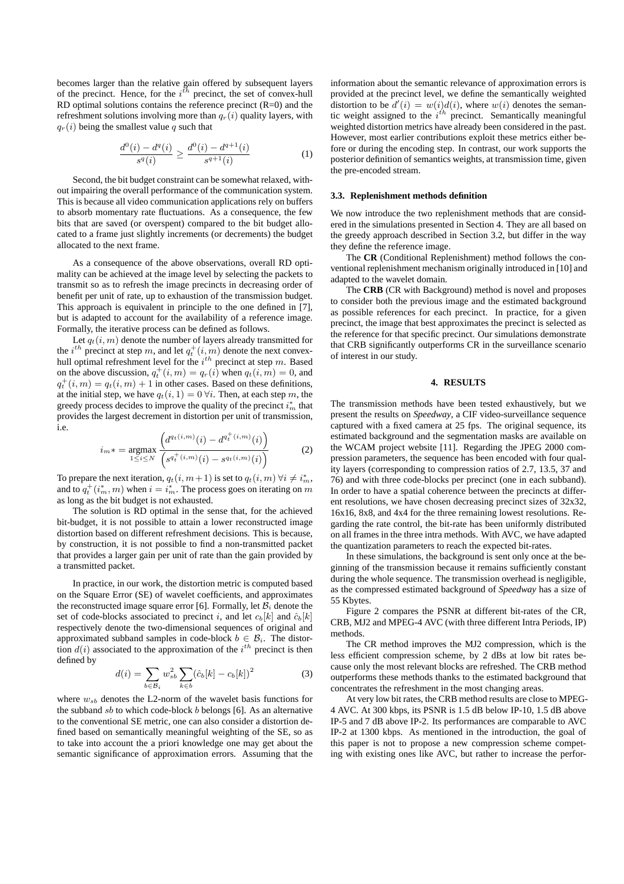becomes larger than the relative gain offered by subsequent layers of the precinct. Hence, for the $i^{th}$ precinct, the set of convex-hull RD optimal solutions contains the reference precinct (R=0) and the refreshment solutions involving more than $q_r(i)$ quality layers, with $q_r(i)$ being the smallest value $q$ such that

$$\frac{d^0(i) - d^q(i)}{s^q(i)} \geq \frac{d^0(i) - d^{q+1}(i)}{s^{q+1}(i)} \tag{1}$$

Second, the bit budget constraint can be somewhat relaxed, without impairing the overall performance of the communication system. This is because all video communication applications rely on buffers to absorb momentary rate fluctuations. As a consequence, the few bits that are saved (or overspent) compared to the bit budget allocated to a frame just slightly increments (or decrements) the budget allocated to the next frame.

As a consequence of the above observations, overall RD optimality can be achieved at the image level by selecting the packets to transmit so as to refresh the image precincts in decreasing order of benefit per unit of rate, up to exhaustion of the transmission budget. This approach is equivalent in principle to the one defined in [7], but is adapted to account for the availability of a reference image. Formally, the iterative process can be defined as follows.

Let $q_t(i, m)$ denote the number of layers already transmitted for the $i^{th}$ precinct at step $m$, and let $q_t^+(i, m)$ denote the next convex-hull optimal refreshment level for the $i^{th}$ precinct at step $m$. Based on the above discussion, $q_t^+(i, m) = q_r(i)$ when $q_t(i, m) = 0$, and $q_t^+(i, m) = q_t(i, m) + 1$ in other cases. Based on these definitions, at the initial step, we have $q_t(i, 1) = 0 \; \forall i$. Then, at each step $m$, the greedy process decides to improve the quality of the precinct $i_m^*$ that provides the largest decrement in distortion per unit of transmission, i.e.

$$i_m* = \underset{1 \leq i \leq N}{\text{argmax}} \frac{\left(d^{q_t(i,m)}(i) - d^{q_t^+(i,m)}(i)\right)}{\left(s^{q_t^+(i,m)}(i) - s^{q_t(i,m)}(i)\right)} \tag{2}$$

To prepare the next iteration, $q_t(i, m+1)$ is set to $q_t(i, m) \; \forall i \neq i_m^*$, and to $q_t^+(i_m^*, m)$ when $i = i_m^*$. The process goes on iterating on $m$ as long as the bit budget is not exhausted.

The solution is RD optimal in the sense that, for the achieved bit-budget, it is not possible to attain a lower reconstructed image distortion based on different refreshment decisions. This is because, by construction, it is not possible to find a non-transmitted packet that provides a larger gain per unit of rate than the gain provided by a transmitted packet.

In practice, in our work, the distortion metric is computed based on the Square Error (SE) of wavelet coefficients, and approximates the reconstructed image square error [6]. Formally, let $\mathcal{B}_i$ denote the set of code-blocks associated to precinct $i$, and let $c_b[k]$ and $\hat{c}_b[k]$ respectively denote the two-dimensional sequences of original and approximated subband samples in code-block $b \in \mathcal{B}_i$. The distortion $d(i)$ associated to the approximation of the $i^{th}$ precinct is then defined by

$$d(i) = \sum_{b \in \mathcal{B}_i} w_{sb}^2 \sum_{k \in b} (\hat{c}_b[k] - c_b[k])^2 \tag{3}$$

where $w_{sb}$ denotes the L2-norm of the wavelet basis functions for the subband $sb$ to which code-block $b$ belongs [6]. As an alternative to the conventional SE metric, one can also consider a distortion defined based on semantically meaningful weighting of the SE, so as to take into account the a priori knowledge one may get about the semantic significance of approximation errors. Assuming that the information about the semantic relevance of approximation errors is provided at the precinct level, we define the semantically weighted distortion to be $d'(i) = w(i)d(i)$, where $w(i)$ denotes the semantic weight assigned to the $i^{th}$ precinct. Semantically meaningful weighted distortion metrics have already been considered in the past. However, most earlier contributions exploit these metrics either before or during the encoding step. In contrast, our work supports the posterior definition of semantics weights, at transmission time, given the pre-encoded stream.

### 3.3. Replenishment methods definition

We now introduce the two replenishment methods that are considered in the simulations presented in Section 4. They are all based on the greedy approach described in Section 3.2, but differ in the way they define the reference image.

The **CR** (Conditional Replenishment) method follows the conventional replenishment mechanism originally introduced in [10] and adapted to the wavelet domain.

The **CRB** (CR with Background) method is novel and proposes to consider both the previous image and the estimated background as possible references for each precinct. In practice, for a given precinct, the image that best approximates the precinct is selected as the reference for that specific precinct. Our simulations demonstrate that CRB significantly outperforms CR in the surveillance scenario of interest in our study.

## 4. RESULTS

The transmission methods have been tested exhaustively, but we present the results on *Speedway*, a CIF video-surveillance sequence captured with a fixed camera at 25 fps. The original sequence, its estimated background and the segmentation masks are available on the WCAM project website [11]. Regarding the JPEG 2000 compression parameters, the sequence has been encoded with four quality layers (corresponding to compression ratios of 2.7, 13.5, 37 and 76) and with three code-blocks per precinct (one in each subband). In order to have a spatial coherence between the precincts at different resolutions, we have chosen decreasing precinct sizes of 32x32, 16x16, 8x8, and 4x4 for the three remaining lowest resolutions. Regarding the rate control, the bit-rate has been uniformly distributed on all frames in the three intra methods. With AVC, we have adapted the quantization parameters to reach the expected bit-rates.

In these simulations, the background is sent only once at the beginning of the transmission because it remains sufficiently constant during the whole sequence. The transmission overhead is negligible, as the compressed estimated background of *Speedway* has a size of 55 Kbytes.

Figure 2 compares the PSNR at different bit-rates of the CR, CRB, MJ2 and MPEG-4 AVC (with three different Intra Periods, IP) methods.

The CR method improves the MJ2 compression, which is the less efficient compression scheme, by 2 dBs at low bit rates because only the most relevant blocks are refreshed. The CRB method outperforms these methods thanks to the estimated background that concentrates the refreshment in the most changing areas.

At very low bit rates, the CRB method results are close to MPEG-4 AVC. At 300 kbps, its PSNR is 1.5 dB below IP-10, 1.5 dB above IP-5 and 7 dB above IP-2. Its performances are comparable to AVC IP-2 at 1300 kbps. As mentioned in the introduction, the goal of this paper is not to propose a new compression scheme competing with existing ones like AVC, but rather to increase the perfor-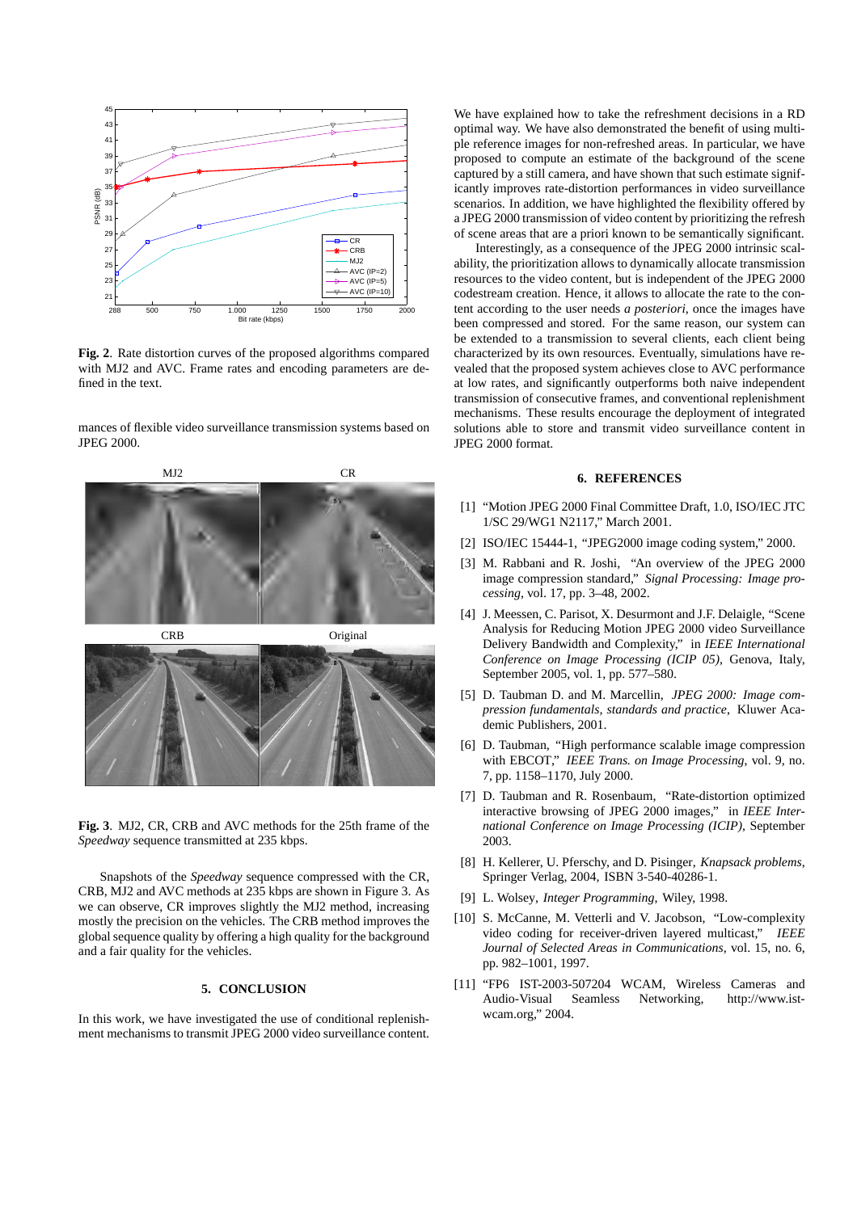45
43
41
39
37
35
33
31
29
27
25
23
21
288 500 750 1.000 1250 1500 1750 2000
Bit rate (kbps)
PSNR (dB)
CR
CRB
MJ2
AVC (IP=2)
AVC (IP=5)
AVC (IP=10)

**Fig. 2**. Rate distortion curves of the proposed algorithms compared with MJ2 and AVC. Frame rates and encoding parameters are defined in the text.

mances of flexible video surveillance transmission systems based on JPEG 2000.

MJ2
CR
CRB
Original

**Fig. 3**. MJ2, CR, CRB and AVC methods for the 25th frame of the *Speedway* sequence transmitted at 235 kbps.

Snapshots of the *Speedway* sequence compressed with the CR, CRB, MJ2 and AVC methods at 235 kbps are shown in Figure 3. As we can observe, CR improves slightly the MJ2 method, increasing mostly the precision on the vehicles. The CRB method improves the global sequence quality by offering a high quality for the background and a fair quality for the vehicles.

## 5. CONCLUSION

In this work, we have investigated the use of conditional replenishment mechanisms to transmit JPEG 2000 video surveillance content. We have explained how to take the refreshment decisions in a RD optimal way. We have also demonstrated the benefit of using multiple reference images for non-refreshed areas. In particular, we have proposed to compute an estimate of the background of the scene captured by a still camera, and have shown that such estimate significantly improves rate-distortion performances in video surveillance scenarios. In addition, we have highlighted the flexibility offered by a JPEG 2000 transmission of video content by prioritizing the refresh of scene areas that are a priori known to be semantically significant.

Interestingly, as a consequence of the JPEG 2000 intrinsic scalability, the prioritization allows to dynamically allocate transmission resources to the video content, but is independent of the JPEG 2000 codestream creation. Hence, it allows to allocate the rate to the content according to the user needs *a posteriori*, once the images have been compressed and stored. For the same reason, our system can be extended to a transmission to several clients, each client being characterized by its own resources. Eventually, simulations have revealed that the proposed system achieves close to AVC performance at low rates, and significantly outperforms both naive independent transmission of consecutive frames, and conventional replenishment mechanisms. These results encourage the deployment of integrated solutions able to store and transmit video surveillance content in JPEG 2000 format.

## 6. REFERENCES

[1] "Motion JPEG 2000 Final Committee Draft, 1.0, ISO/IEC JTC 1/SC 29/WG1 N2117," March 2001.

[2] ISO/IEC 15444-1, "JPEG2000 image coding system," 2000.

[3] M. Rabbani and R. Joshi, "An overview of the JPEG 2000 image compression standard," *Signal Processing: Image processing*, vol. 17, pp. 3–48, 2002.

[4] J. Meessen, C. Parisot, X. Desurmont and J.F. Delaigle, "Scene Analysis for Reducing Motion JPEG 2000 video Surveillance Delivery Bandwidth and Complexity," in *IEEE International Conference on Image Processing (ICIP 05)*, Genova, Italy, September 2005, vol. 1, pp. 577–580.

[5] D. Taubman D. and M. Marcellin, *JPEG 2000: Image compression fundamentals, standards and practice*, Kluwer Academic Publishers, 2001.

[6] D. Taubman, "High performance scalable image compression with EBCOT," *IEEE Trans. on Image Processing*, vol. 9, no. 7, pp. 1158–1170, July 2000.

[7] D. Taubman and R. Rosenbaum, "Rate-distortion optimized interactive browsing of JPEG 2000 images," in *IEEE International Conference on Image Processing (ICIP)*, September 2003.

[8] H. Kellerer, U. Pferschy, and D. Pisinger, *Knapsack problems*, Springer Verlag, 2004, ISBN 3-540-40286-1.

[9] L. Wolsey, *Integer Programming*, Wiley, 1998.

[10] S. McCanne, M. Vetterli and V. Jacobson, "Low-complexity video coding for receiver-driven layered multicast," *IEEE Journal of Selected Areas in Communications*, vol. 15, no. 6, pp. 982–1001, 1997.

[11] "FP6 IST-2003-507204 WCAM, Wireless Cameras and Audio-Visual Seamless Networking, http://www.ist-wcam.org," 2004.